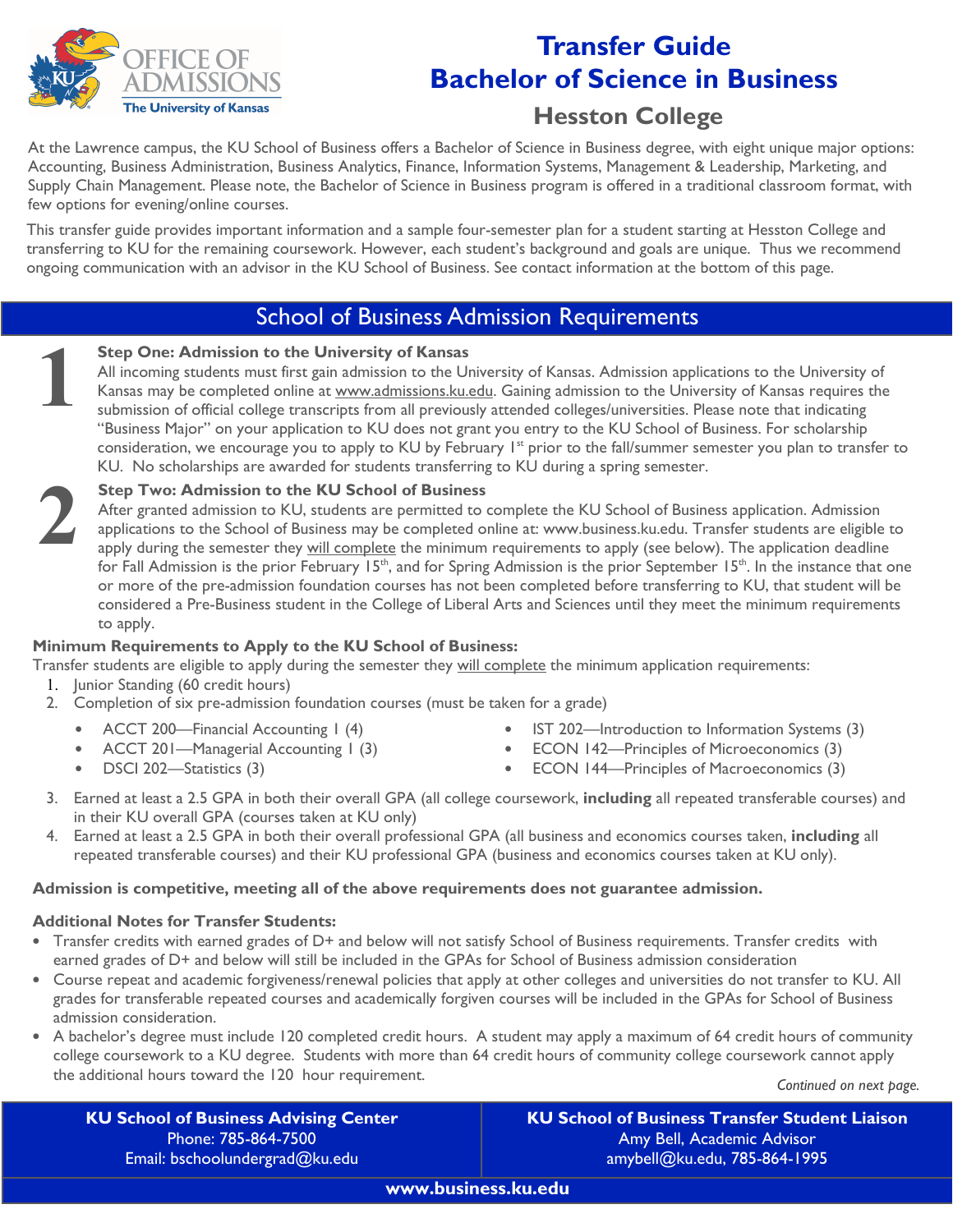# Transfer Guide
# Bachelor of Science in Business
## Hesston College

At the Lawrence campus, the KU School of Business offers a Bachelor of Science in Business degree, with eight unique major options: Accounting, Business Administration, Business Analytics, Finance, Information Systems, Management & Leadership, Marketing, and Supply Chain Management. Please note, the Bachelor of Science in Business program is offered in a traditional classroom format, with few options for evening/online courses.

This transfer guide provides important information and a sample four-semester plan for a student starting at Hesston College and transferring to KU for the remaining coursework. However, each student's background and goals are unique. Thus we recommend ongoing communication with an advisor in the KU School of Business. See contact information at the bottom of this page.

## School of Business Admission Requirements

### 1 Step One: Admission to the University of Kansas

All incoming students must first gain admission to the University of Kansas. Admission applications to the University of Kansas may be completed online at www.admissions.ku.edu. Gaining admission to the University of Kansas requires the submission of official college transcripts from all previously attended colleges/universities. Please note that indicating "Business Major" on your application to KU does not grant you entry to the KU School of Business. For scholarship consideration, we encourage you to apply to KU by February 1st prior to the fall/summer semester you plan to transfer to KU. No scholarships are awarded for students transferring to KU during a spring semester.

### 2 Step Two: Admission to the KU School of Business

After granted admission to KU, students are permitted to complete the KU School of Business application. Admission applications to the School of Business may be completed online at: www.business.ku.edu. Transfer students are eligible to apply during the semester they will complete the minimum requirements to apply (see below). The application deadline for Fall Admission is the prior February 15th, and for Spring Admission is the prior September 15th. In the instance that one or more of the pre-admission foundation courses has not been completed before transferring to KU, that student will be considered a Pre-Business student in the College of Liberal Arts and Sciences until they meet the minimum requirements to apply.

**Minimum Requirements to Apply to the KU School of Business:**

Transfer students are eligible to apply during the semester they will complete the minimum application requirements:

1. Junior Standing (60 credit hours)
2. Completion of six pre-admission foundation courses (must be taken for a grade)
   - ACCT 200—Financial Accounting I (4)
   - ACCT 201—Managerial Accounting I (3)
   - DSCI 202—Statistics (3)
   - IST 202—Introduction to Information Systems (3)
   - ECON 142—Principles of Microeconomics (3)
   - ECON 144—Principles of Macroeconomics (3)
3. Earned at least a 2.5 GPA in both their overall GPA (all college coursework, **including** all repeated transferable courses) and in their KU overall GPA (courses taken at KU only)
4. Earned at least a 2.5 GPA in both their overall professional GPA (all business and economics courses taken, **including** all repeated transferable courses) and their KU professional GPA (business and economics courses taken at KU only).

**Admission is competitive, meeting all of the above requirements does not guarantee admission.**

**Additional Notes for Transfer Students:**

- Transfer credits with earned grades of D+ and below will not satisfy School of Business requirements. Transfer credits with earned grades of D+ and below will still be included in the GPAs for School of Business admission consideration
- Course repeat and academic forgiveness/renewal policies that apply at other colleges and universities do not transfer to KU. All grades for transferable repeated courses and academically forgiven courses will be included in the GPAs for School of Business admission consideration.
- A bachelor's degree must include 120 completed credit hours. A student may apply a maximum of 64 credit hours of community college coursework to a KU degree. Students with more than 64 credit hours of community college coursework cannot apply the additional hours toward the 120 hour requirement.

*Continued on next page.*

| KU School of Business Advising Center | KU School of Business Transfer Student Liaison |
|---|---|
| Phone: 785-864-7500 | Amy Bell, Academic Advisor |
| Email: bschoolundergrad@ku.edu | amybell@ku.edu, 785-864-1995 |

**www.business.ku.edu**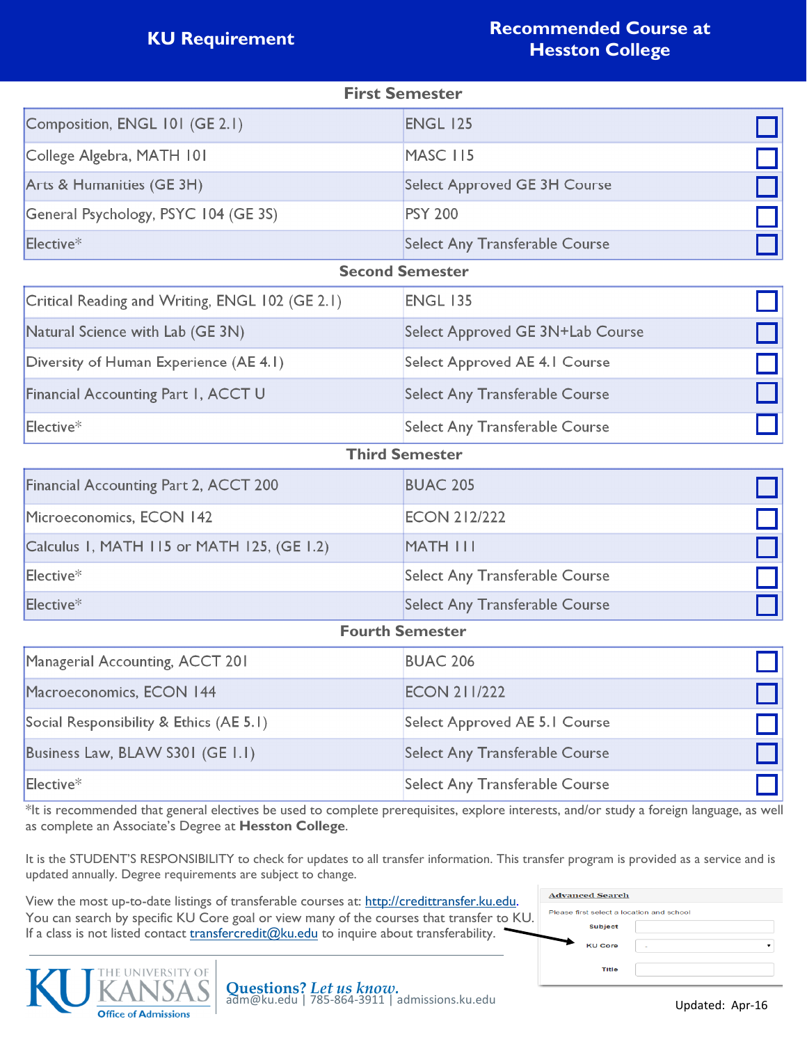| KU Requirement | Recommended Course at Hesston College | |
|---|---|---|
| **First Semester** | | |
| Composition, ENGL 101 (GE 2.1) | ENGL 125 | ☐ |
| College Algebra, MATH 101 | MASC 115 | ☐ |
| Arts & Humanities (GE 3H) | Select Approved GE 3H Course | ☐ |
| General Psychology, PSYC 104 (GE 3S) | PSY 200 | ☐ |
| Elective* | Select Any Transferable Course | ☐ |
| **Second Semester** | | |
| Critical Reading and Writing, ENGL 102 (GE 2.1) | ENGL 135 | ☐ |
| Natural Science with Lab (GE 3N) | Select Approved GE 3N+Lab Course | ☐ |
| Diversity of Human Experience (AE 4.1) | Select Approved AE 4.1 Course | ☐ |
| Financial Accounting Part 1, ACCT U | Select Any Transferable Course | ☐ |
| Elective* | Select Any Transferable Course | ☐ |
| **Third Semester** | | |
| Financial Accounting Part 2, ACCT 200 | BUAC 205 | ☐ |
| Microeconomics, ECON 142 | ECON 212/222 | ☐ |
| Calculus I, MATH 115 or MATH 125, (GE 1.2) | MATH 111 | ☐ |
| Elective* | Select Any Transferable Course | ☐ |
| Elective* | Select Any Transferable Course | ☐ |
| **Fourth Semester** | | |
| Managerial Accounting, ACCT 201 | BUAC 206 | ☐ |
| Macroeconomics, ECON 144 | ECON 211/222 | ☐ |
| Social Responsibility & Ethics (AE 5.1) | Select Approved AE 5.1 Course | ☐ |
| Business Law, BLAW S301 (GE 1.1) | Select Any Transferable Course | ☐ |
| Elective* | Select Any Transferable Course | ☐ |

*It is recommended that general electives be used to complete prerequisites, explore interests, and/or study a foreign language, as well as complete an Associate's Degree at **Hesston College**.

It is the STUDENT'S RESPONSIBILITY to check for updates to all transfer information. This transfer program is provided as a service and is updated annually. Degree requirements are subject to change.

View the most up-to-date listings of transferable courses at: http://credittransfer.ku.edu. You can search by specific KU Core goal or view many of the courses that transfer to KU. If a class is not listed contact transfercredit@ku.edu to inquire about transferability.

Advanced Search

Please first select a location and school

Subject

KU Core

Title

THE UNIVERSITY OF KANSAS

Office of Admissions

*Questions? Let us know.*
adm@ku.edu | 785-864-3911 | admissions.ku.edu

Updated: Apr-16